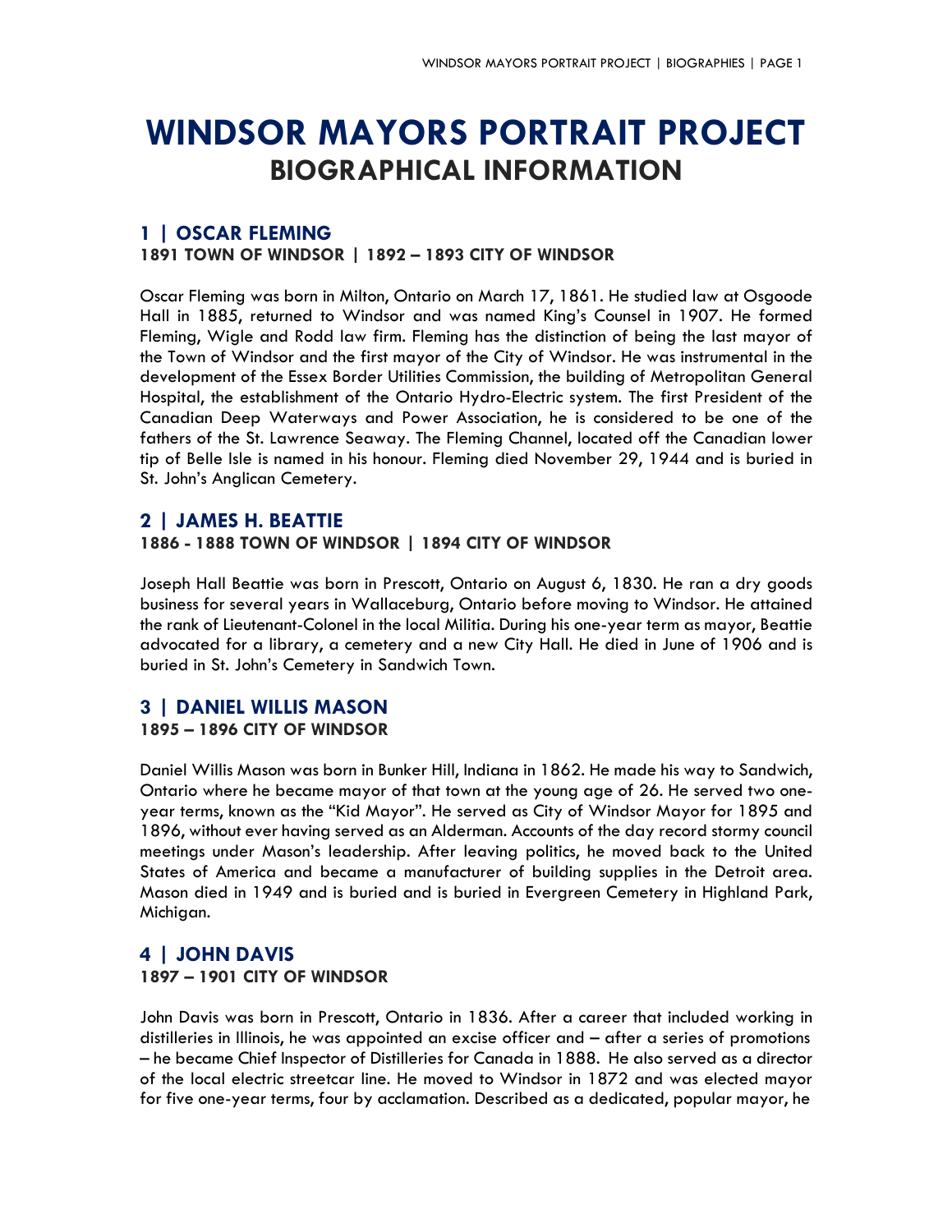# WINDSOR MAYORS PORTRAIT PROJECT

## BIOGRAPHICAL INFORMATION

### 1 | OSCAR FLEMING

**1891 TOWN OF WINDSOR | 1892 – 1893 CITY OF WINDSOR**

Oscar Fleming was born in Milton, Ontario on March 17, 1861. He studied law at Osgoode Hall in 1885, returned to Windsor and was named King's Counsel in 1907. He formed Fleming, Wigle and Rodd law firm. Fleming has the distinction of being the last mayor of the Town of Windsor and the first mayor of the City of Windsor. He was instrumental in the development of the Essex Border Utilities Commission, the building of Metropolitan General Hospital, the establishment of the Ontario Hydro-Electric system. The first President of the Canadian Deep Waterways and Power Association, he is considered to be one of the fathers of the St. Lawrence Seaway. The Fleming Channel, located off the Canadian lower tip of Belle Isle is named in his honour. Fleming died November 29, 1944 and is buried in St. John's Anglican Cemetery.

### 2 | JAMES H. BEATTIE

**1886 - 1888 TOWN OF WINDSOR | 1894 CITY OF WINDSOR**

Joseph Hall Beattie was born in Prescott, Ontario on August 6, 1830. He ran a dry goods business for several years in Wallaceburg, Ontario before moving to Windsor. He attained the rank of Lieutenant-Colonel in the local Militia. During his one-year term as mayor, Beattie advocated for a library, a cemetery and a new City Hall. He died in June of 1906 and is buried in St. John's Cemetery in Sandwich Town.

### 3 | DANIEL WILLIS MASON

**1895 – 1896 CITY OF WINDSOR**

Daniel Willis Mason was born in Bunker Hill, Indiana in 1862. He made his way to Sandwich, Ontario where he became mayor of that town at the young age of 26. He served two one-year terms, known as the "Kid Mayor". He served as City of Windsor Mayor for 1895 and 1896, without ever having served as an Alderman. Accounts of the day record stormy council meetings under Mason's leadership. After leaving politics, he moved back to the United States of America and became a manufacturer of building supplies in the Detroit area. Mason died in 1949 and is buried and is buried in Evergreen Cemetery in Highland Park, Michigan.

### 4 | JOHN DAVIS

**1897 – 1901 CITY OF WINDSOR**

John Davis was born in Prescott, Ontario in 1836. After a career that included working in distilleries in Illinois, he was appointed an excise officer and – after a series of promotions – he became Chief Inspector of Distilleries for Canada in 1888. He also served as a director of the local electric streetcar line. He moved to Windsor in 1872 and was elected mayor for five one-year terms, four by acclamation. Described as a dedicated, popular mayor, he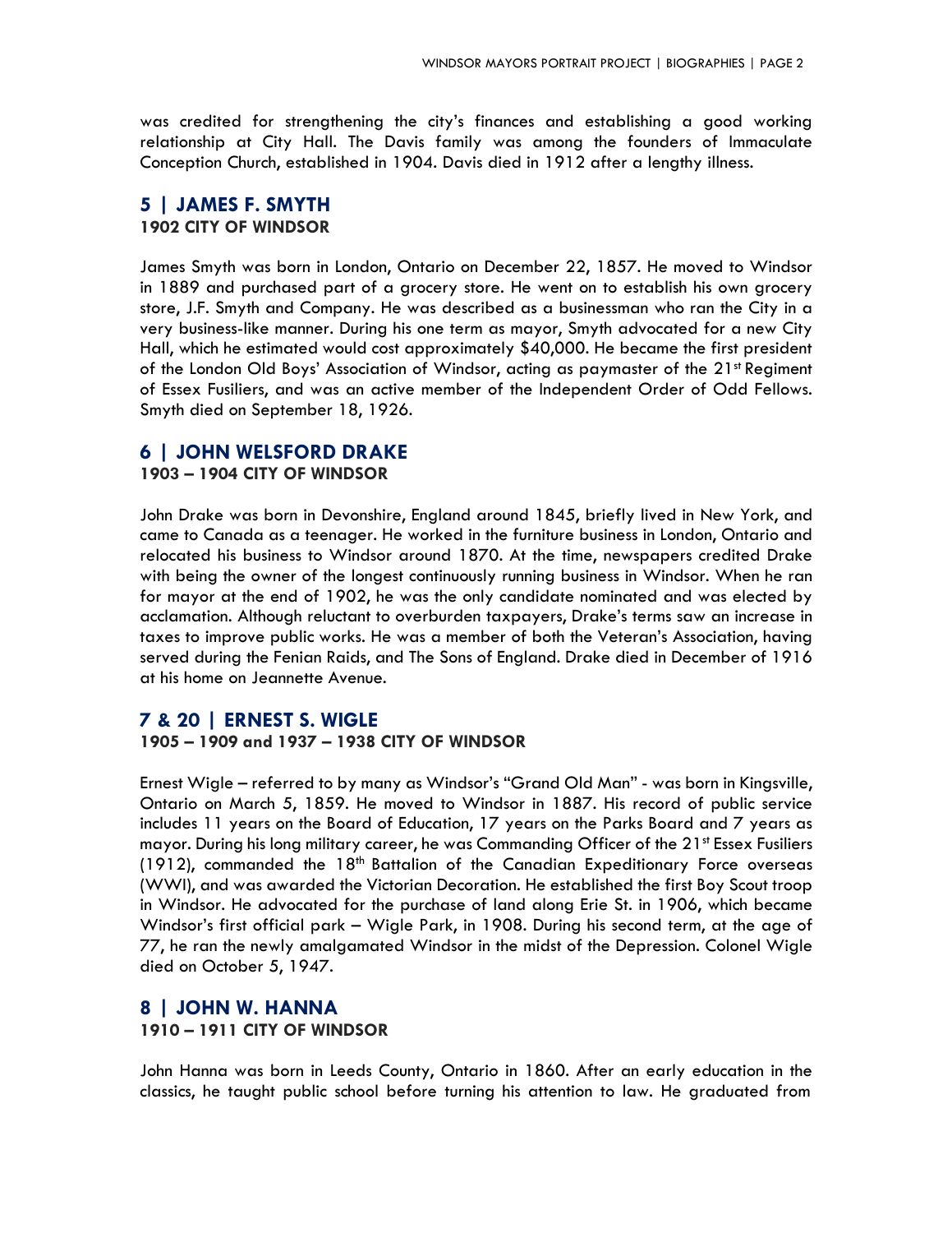was credited for strengthening the city's finances and establishing a good working relationship at City Hall. The Davis family was among the founders of Immaculate Conception Church, established in 1904. Davis died in 1912 after a lengthy illness.

## 5 | JAMES F. SMYTH

**1902 CITY OF WINDSOR**

James Smyth was born in London, Ontario on December 22, 1857. He moved to Windsor in 1889 and purchased part of a grocery store. He went on to establish his own grocery store, J.F. Smyth and Company. He was described as a businessman who ran the City in a very business-like manner. During his one term as mayor, Smyth advocated for a new City Hall, which he estimated would cost approximately $40,000. He became the first president of the London Old Boys' Association of Windsor, acting as paymaster of the 21st Regiment of Essex Fusiliers, and was an active member of the Independent Order of Odd Fellows. Smyth died on September 18, 1926.

## 6 | JOHN WELSFORD DRAKE

**1903 – 1904 CITY OF WINDSOR**

John Drake was born in Devonshire, England around 1845, briefly lived in New York, and came to Canada as a teenager. He worked in the furniture business in London, Ontario and relocated his business to Windsor around 1870. At the time, newspapers credited Drake with being the owner of the longest continuously running business in Windsor. When he ran for mayor at the end of 1902, he was the only candidate nominated and was elected by acclamation. Although reluctant to overburden taxpayers, Drake's terms saw an increase in taxes to improve public works. He was a member of both the Veteran's Association, having served during the Fenian Raids, and The Sons of England. Drake died in December of 1916 at his home on Jeannette Avenue.

## 7 & 20 | ERNEST S. WIGLE

**1905 – 1909 and 1937 – 1938 CITY OF WINDSOR**

Ernest Wigle – referred to by many as Windsor's "Grand Old Man" - was born in Kingsville, Ontario on March 5, 1859. He moved to Windsor in 1887. His record of public service includes 11 years on the Board of Education, 17 years on the Parks Board and 7 years as mayor. During his long military career, he was Commanding Officer of the 21st Essex Fusiliers (1912), commanded the 18th Battalion of the Canadian Expeditionary Force overseas (WWI), and was awarded the Victorian Decoration. He established the first Boy Scout troop in Windsor. He advocated for the purchase of land along Erie St. in 1906, which became Windsor's first official park – Wigle Park, in 1908. During his second term, at the age of 77, he ran the newly amalgamated Windsor in the midst of the Depression. Colonel Wigle died on October 5, 1947.

## 8 | JOHN W. HANNA

**1910 – 1911 CITY OF WINDSOR**

John Hanna was born in Leeds County, Ontario in 1860. After an early education in the classics, he taught public school before turning his attention to law. He graduated from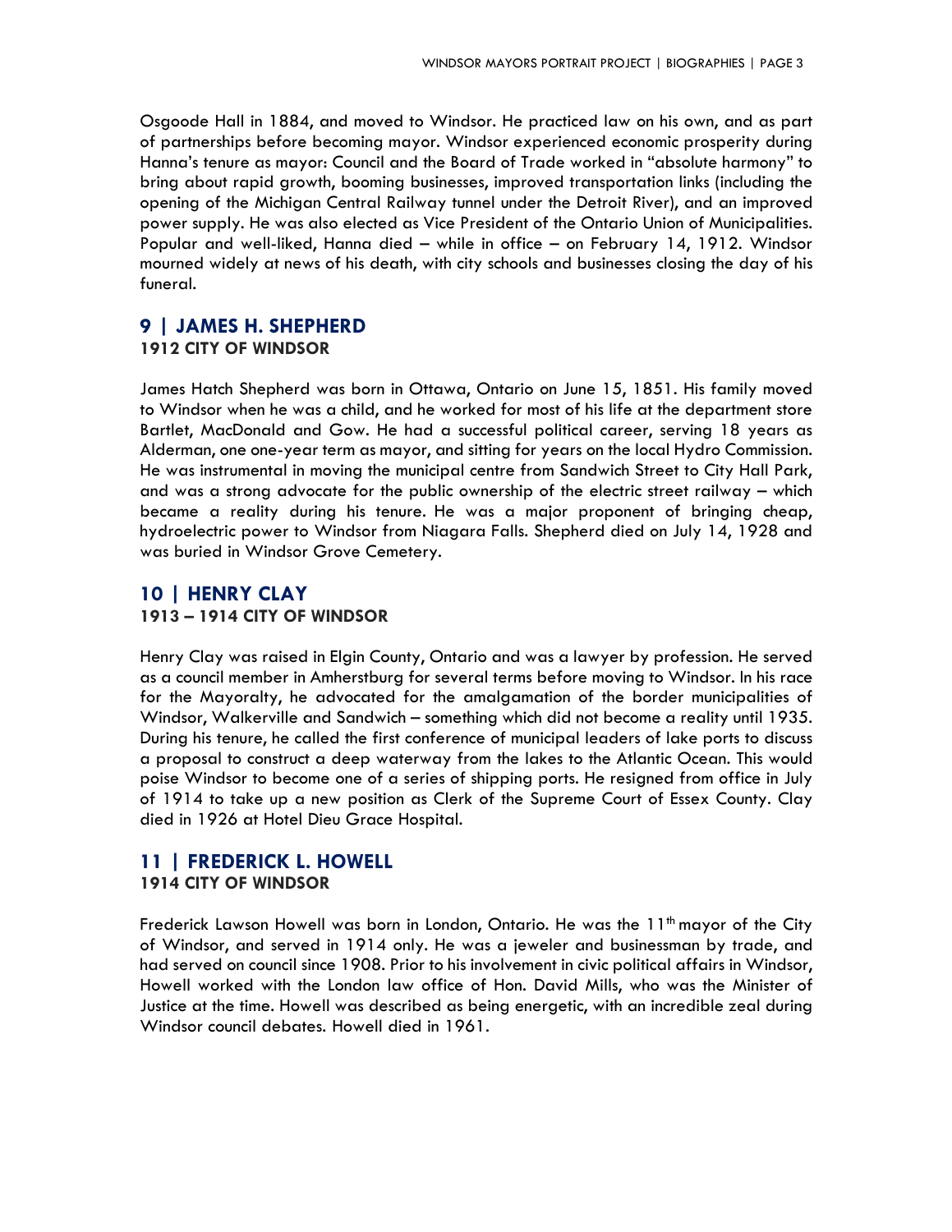Osgoode Hall in 1884, and moved to Windsor. He practiced law on his own, and as part of partnerships before becoming mayor. Windsor experienced economic prosperity during Hanna's tenure as mayor: Council and the Board of Trade worked in "absolute harmony" to bring about rapid growth, booming businesses, improved transportation links (including the opening of the Michigan Central Railway tunnel under the Detroit River), and an improved power supply. He was also elected as Vice President of the Ontario Union of Municipalities. Popular and well-liked, Hanna died – while in office – on February 14, 1912. Windsor mourned widely at news of his death, with city schools and businesses closing the day of his funeral.

## 9 | JAMES H. SHEPHERD

**1912 CITY OF WINDSOR**

James Hatch Shepherd was born in Ottawa, Ontario on June 15, 1851. His family moved to Windsor when he was a child, and he worked for most of his life at the department store Bartlet, MacDonald and Gow. He had a successful political career, serving 18 years as Alderman, one one-year term as mayor, and sitting for years on the local Hydro Commission. He was instrumental in moving the municipal centre from Sandwich Street to City Hall Park, and was a strong advocate for the public ownership of the electric street railway – which became a reality during his tenure. He was a major proponent of bringing cheap, hydroelectric power to Windsor from Niagara Falls. Shepherd died on July 14, 1928 and was buried in Windsor Grove Cemetery.

## 10 | HENRY CLAY

**1913 – 1914 CITY OF WINDSOR**

Henry Clay was raised in Elgin County, Ontario and was a lawyer by profession. He served as a council member in Amherstburg for several terms before moving to Windsor. In his race for the Mayoralty, he advocated for the amalgamation of the border municipalities of Windsor, Walkerville and Sandwich – something which did not become a reality until 1935. During his tenure, he called the first conference of municipal leaders of lake ports to discuss a proposal to construct a deep waterway from the lakes to the Atlantic Ocean. This would poise Windsor to become one of a series of shipping ports. He resigned from office in July of 1914 to take up a new position as Clerk of the Supreme Court of Essex County. Clay died in 1926 at Hotel Dieu Grace Hospital.

## 11 | FREDERICK L. HOWELL

**1914 CITY OF WINDSOR**

Frederick Lawson Howell was born in London, Ontario. He was the 11th mayor of the City of Windsor, and served in 1914 only. He was a jeweler and businessman by trade, and had served on council since 1908. Prior to his involvement in civic political affairs in Windsor, Howell worked with the London law office of Hon. David Mills, who was the Minister of Justice at the time. Howell was described as being energetic, with an incredible zeal during Windsor council debates. Howell died in 1961.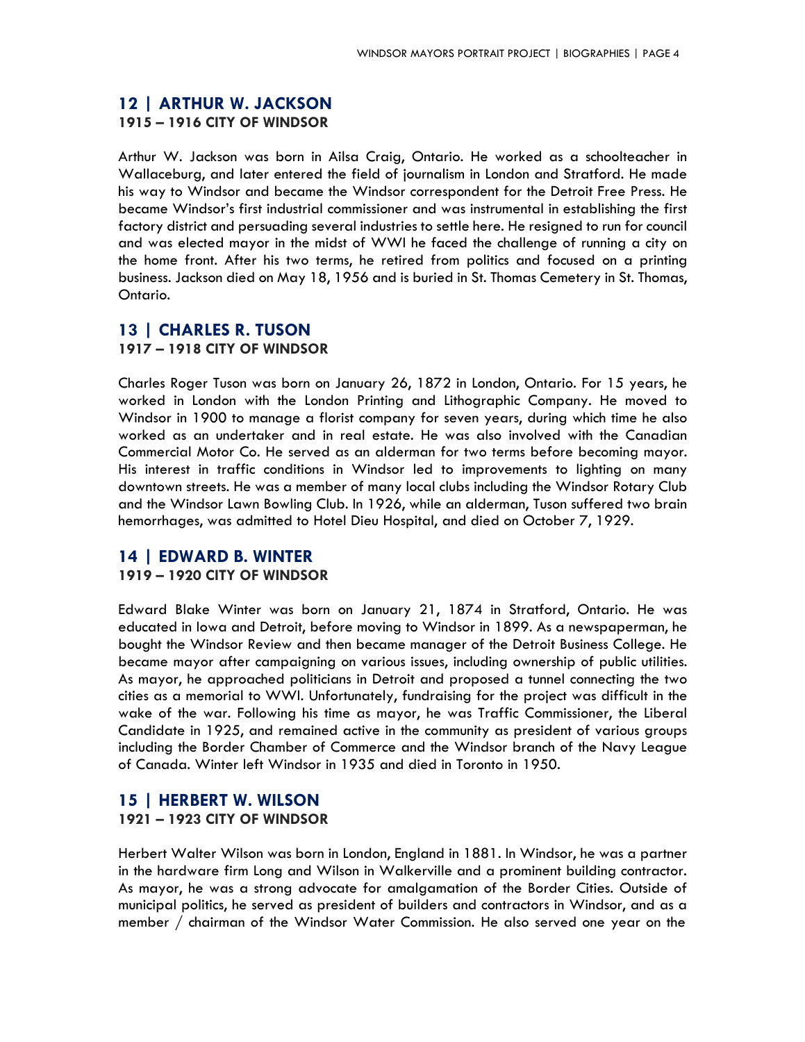## 12 | ARTHUR W. JACKSON

**1915 – 1916 CITY OF WINDSOR**

Arthur W. Jackson was born in Ailsa Craig, Ontario. He worked as a schoolteacher in Wallaceburg, and later entered the field of journalism in London and Stratford. He made his way to Windsor and became the Windsor correspondent for the Detroit Free Press. He became Windsor's first industrial commissioner and was instrumental in establishing the first factory district and persuading several industries to settle here. He resigned to run for council and was elected mayor in the midst of WWI he faced the challenge of running a city on the home front. After his two terms, he retired from politics and focused on a printing business. Jackson died on May 18, 1956 and is buried in St. Thomas Cemetery in St. Thomas, Ontario.

## 13 | CHARLES R. TUSON

**1917 – 1918 CITY OF WINDSOR**

Charles Roger Tuson was born on January 26, 1872 in London, Ontario. For 15 years, he worked in London with the London Printing and Lithographic Company. He moved to Windsor in 1900 to manage a florist company for seven years, during which time he also worked as an undertaker and in real estate. He was also involved with the Canadian Commercial Motor Co. He served as an alderman for two terms before becoming mayor. His interest in traffic conditions in Windsor led to improvements to lighting on many downtown streets. He was a member of many local clubs including the Windsor Rotary Club and the Windsor Lawn Bowling Club. In 1926, while an alderman, Tuson suffered two brain hemorrhages, was admitted to Hotel Dieu Hospital, and died on October 7, 1929.

## 14 | EDWARD B. WINTER

**1919 – 1920 CITY OF WINDSOR**

Edward Blake Winter was born on January 21, 1874 in Stratford, Ontario. He was educated in Iowa and Detroit, before moving to Windsor in 1899. As a newspaperman, he bought the Windsor Review and then became manager of the Detroit Business College. He became mayor after campaigning on various issues, including ownership of public utilities. As mayor, he approached politicians in Detroit and proposed a tunnel connecting the two cities as a memorial to WWI. Unfortunately, fundraising for the project was difficult in the wake of the war. Following his time as mayor, he was Traffic Commissioner, the Liberal Candidate in 1925, and remained active in the community as president of various groups including the Border Chamber of Commerce and the Windsor branch of the Navy League of Canada. Winter left Windsor in 1935 and died in Toronto in 1950.

## 15 | HERBERT W. WILSON

**1921 – 1923 CITY OF WINDSOR**

Herbert Walter Wilson was born in London, England in 1881. In Windsor, he was a partner in the hardware firm Long and Wilson in Walkerville and a prominent building contractor. As mayor, he was a strong advocate for amalgamation of the Border Cities. Outside of municipal politics, he served as president of builders and contractors in Windsor, and as a member / chairman of the Windsor Water Commission. He also served one year on the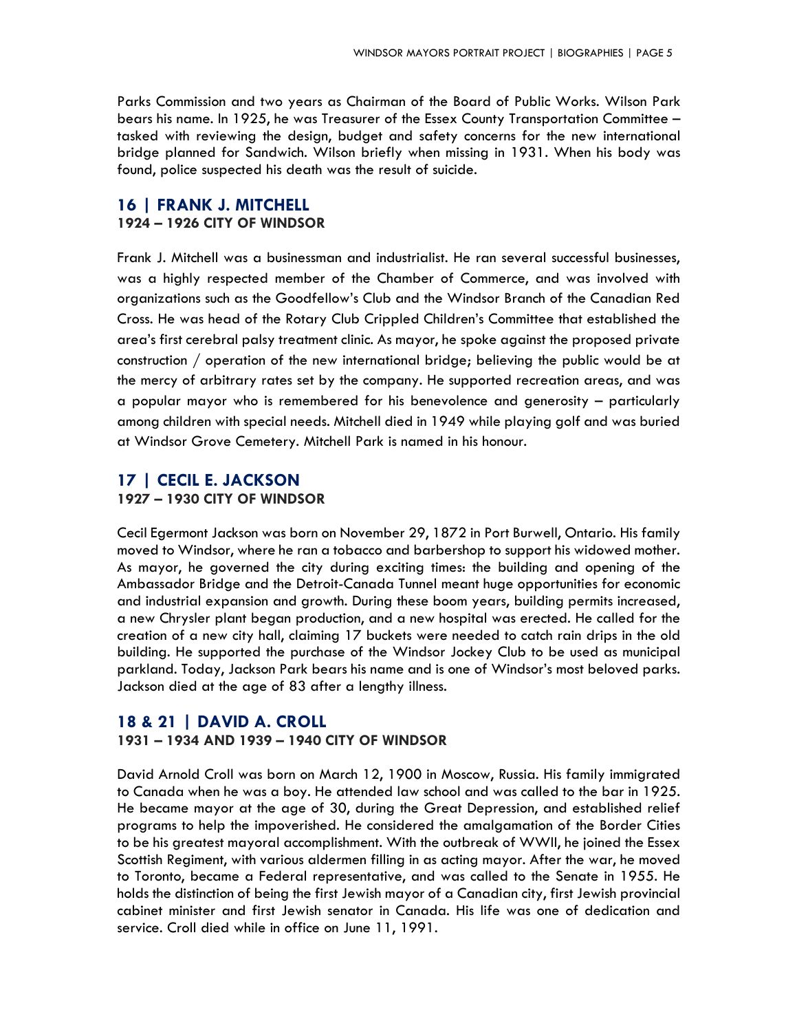Parks Commission and two years as Chairman of the Board of Public Works. Wilson Park bears his name. In 1925, he was Treasurer of the Essex County Transportation Committee – tasked with reviewing the design, budget and safety concerns for the new international bridge planned for Sandwich. Wilson briefly when missing in 1931. When his body was found, police suspected his death was the result of suicide.

## 16 | FRANK J. MITCHELL

**1924 – 1926 CITY OF WINDSOR**

Frank J. Mitchell was a businessman and industrialist. He ran several successful businesses, was a highly respected member of the Chamber of Commerce, and was involved with organizations such as the Goodfellow's Club and the Windsor Branch of the Canadian Red Cross. He was head of the Rotary Club Crippled Children's Committee that established the area's first cerebral palsy treatment clinic. As mayor, he spoke against the proposed private construction / operation of the new international bridge; believing the public would be at the mercy of arbitrary rates set by the company. He supported recreation areas, and was a popular mayor who is remembered for his benevolence and generosity – particularly among children with special needs. Mitchell died in 1949 while playing golf and was buried at Windsor Grove Cemetery. Mitchell Park is named in his honour.

## 17 | CECIL E. JACKSON

**1927 – 1930 CITY OF WINDSOR**

Cecil Egermont Jackson was born on November 29, 1872 in Port Burwell, Ontario. His family moved to Windsor, where he ran a tobacco and barbershop to support his widowed mother. As mayor, he governed the city during exciting times: the building and opening of the Ambassador Bridge and the Detroit-Canada Tunnel meant huge opportunities for economic and industrial expansion and growth. During these boom years, building permits increased, a new Chrysler plant began production, and a new hospital was erected. He called for the creation of a new city hall, claiming 17 buckets were needed to catch rain drips in the old building. He supported the purchase of the Windsor Jockey Club to be used as municipal parkland. Today, Jackson Park bears his name and is one of Windsor's most beloved parks. Jackson died at the age of 83 after a lengthy illness.

## 18 & 21 | DAVID A. CROLL

**1931 – 1934 AND 1939 – 1940 CITY OF WINDSOR**

David Arnold Croll was born on March 12, 1900 in Moscow, Russia. His family immigrated to Canada when he was a boy. He attended law school and was called to the bar in 1925. He became mayor at the age of 30, during the Great Depression, and established relief programs to help the impoverished. He considered the amalgamation of the Border Cities to be his greatest mayoral accomplishment. With the outbreak of WWII, he joined the Essex Scottish Regiment, with various aldermen filling in as acting mayor. After the war, he moved to Toronto, became a Federal representative, and was called to the Senate in 1955. He holds the distinction of being the first Jewish mayor of a Canadian city, first Jewish provincial cabinet minister and first Jewish senator in Canada. His life was one of dedication and service. Croll died while in office on June 11, 1991.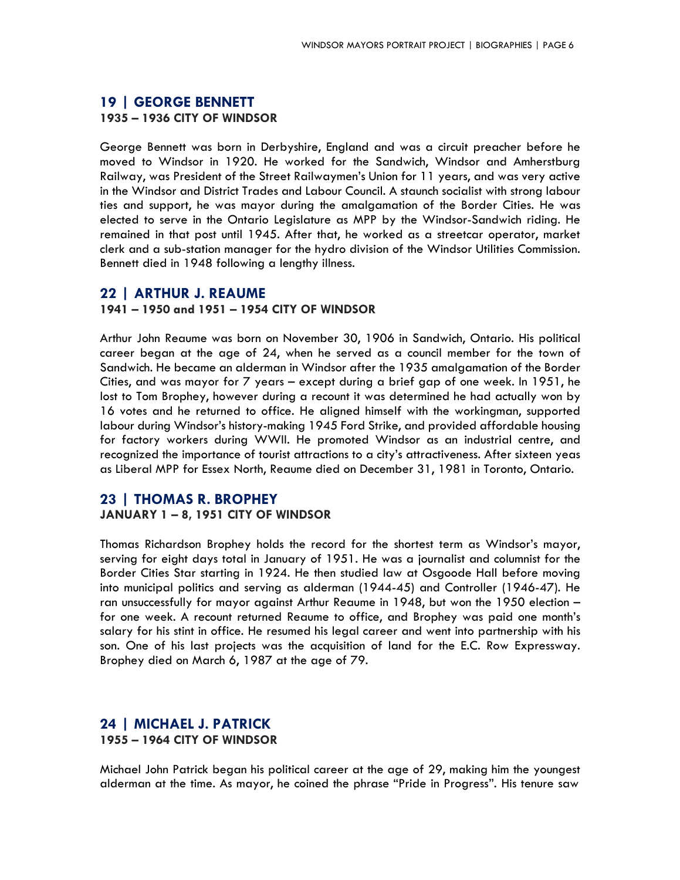## 19 | GEORGE BENNETT

**1935 – 1936 CITY OF WINDSOR**

George Bennett was born in Derbyshire, England and was a circuit preacher before he moved to Windsor in 1920. He worked for the Sandwich, Windsor and Amherstburg Railway, was President of the Street Railwaymen's Union for 11 years, and was very active in the Windsor and District Trades and Labour Council. A staunch socialist with strong labour ties and support, he was mayor during the amalgamation of the Border Cities. He was elected to serve in the Ontario Legislature as MPP by the Windsor-Sandwich riding. He remained in that post until 1945. After that, he worked as a streetcar operator, market clerk and a sub-station manager for the hydro division of the Windsor Utilities Commission. Bennett died in 1948 following a lengthy illness.

## 22 | ARTHUR J. REAUME

**1941 – 1950 and 1951 – 1954 CITY OF WINDSOR**

Arthur John Reaume was born on November 30, 1906 in Sandwich, Ontario. His political career began at the age of 24, when he served as a council member for the town of Sandwich. He became an alderman in Windsor after the 1935 amalgamation of the Border Cities, and was mayor for 7 years – except during a brief gap of one week. In 1951, he lost to Tom Brophey, however during a recount it was determined he had actually won by 16 votes and he returned to office. He aligned himself with the workingman, supported labour during Windsor's history-making 1945 Ford Strike, and provided affordable housing for factory workers during WWII. He promoted Windsor as an industrial centre, and recognized the importance of tourist attractions to a city's attractiveness. After sixteen yeas as Liberal MPP for Essex North, Reaume died on December 31, 1981 in Toronto, Ontario.

## 23 | THOMAS R. BROPHEY

**JANUARY 1 – 8, 1951 CITY OF WINDSOR**

Thomas Richardson Brophey holds the record for the shortest term as Windsor's mayor, serving for eight days total in January of 1951. He was a journalist and columnist for the Border Cities Star starting in 1924. He then studied law at Osgoode Hall before moving into municipal politics and serving as alderman (1944-45) and Controller (1946-47). He ran unsuccessfully for mayor against Arthur Reaume in 1948, but won the 1950 election – for one week. A recount returned Reaume to office, and Brophey was paid one month's salary for his stint in office. He resumed his legal career and went into partnership with his son. One of his last projects was the acquisition of land for the E.C. Row Expressway. Brophey died on March 6, 1987 at the age of 79.

## 24 | MICHAEL J. PATRICK

**1955 – 1964 CITY OF WINDSOR**

Michael John Patrick began his political career at the age of 29, making him the youngest alderman at the time. As mayor, he coined the phrase "Pride in Progress". His tenure saw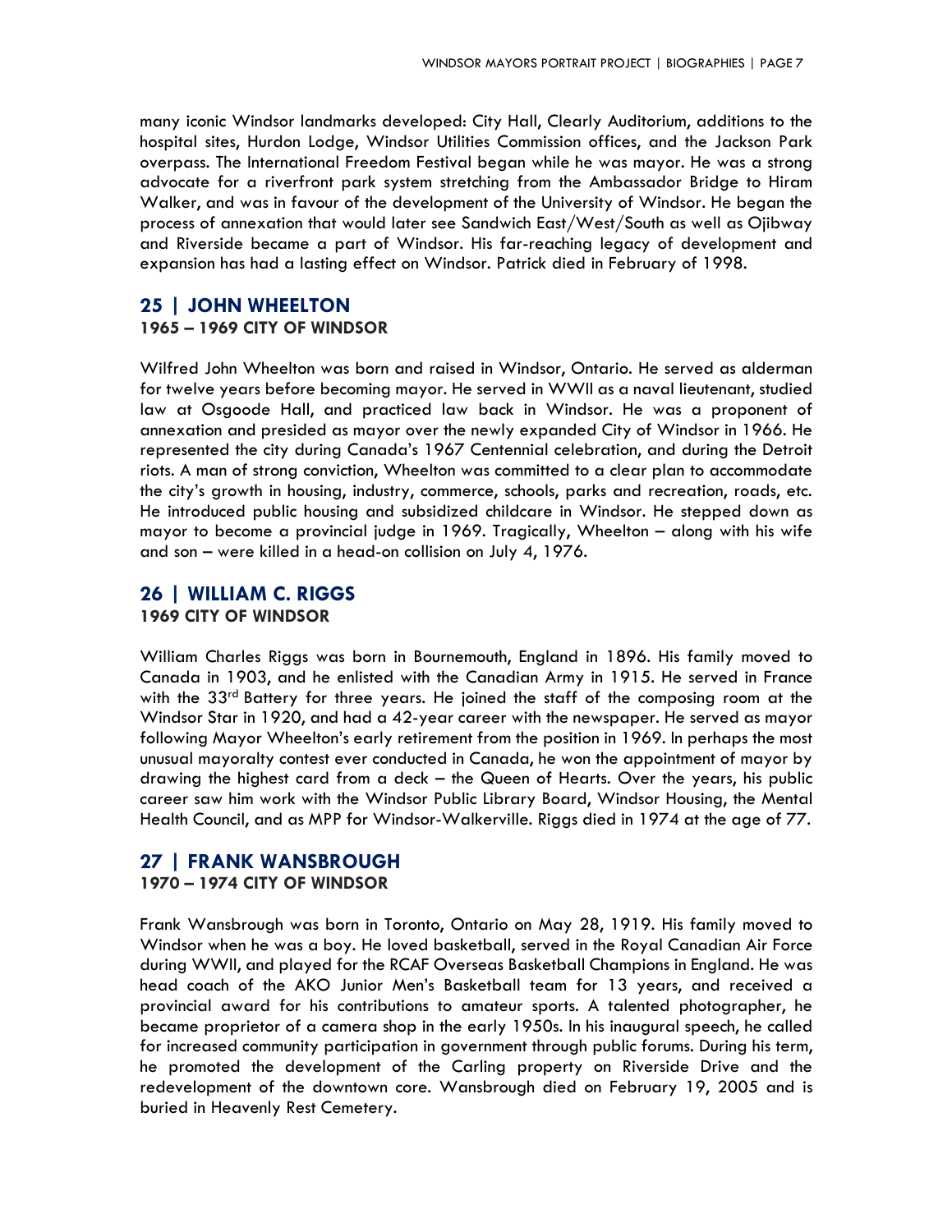many iconic Windsor landmarks developed: City Hall, Clearly Auditorium, additions to the hospital sites, Hurdon Lodge, Windsor Utilities Commission offices, and the Jackson Park overpass. The International Freedom Festival began while he was mayor. He was a strong advocate for a riverfront park system stretching from the Ambassador Bridge to Hiram Walker, and was in favour of the development of the University of Windsor. He began the process of annexation that would later see Sandwich East/West/South as well as Ojibway and Riverside became a part of Windsor. His far-reaching legacy of development and expansion has had a lasting effect on Windsor. Patrick died in February of 1998.

## 25 | JOHN WHEELTON

**1965 – 1969 CITY OF WINDSOR**

Wilfred John Wheelton was born and raised in Windsor, Ontario. He served as alderman for twelve years before becoming mayor. He served in WWII as a naval lieutenant, studied law at Osgoode Hall, and practiced law back in Windsor. He was a proponent of annexation and presided as mayor over the newly expanded City of Windsor in 1966. He represented the city during Canada's 1967 Centennial celebration, and during the Detroit riots. A man of strong conviction, Wheelton was committed to a clear plan to accommodate the city's growth in housing, industry, commerce, schools, parks and recreation, roads, etc. He introduced public housing and subsidized childcare in Windsor. He stepped down as mayor to become a provincial judge in 1969. Tragically, Wheelton – along with his wife and son – were killed in a head-on collision on July 4, 1976.

## 26 | WILLIAM C. RIGGS

**1969 CITY OF WINDSOR**

William Charles Riggs was born in Bournemouth, England in 1896. His family moved to Canada in 1903, and he enlisted with the Canadian Army in 1915. He served in France with the 33rd Battery for three years. He joined the staff of the composing room at the Windsor Star in 1920, and had a 42-year career with the newspaper. He served as mayor following Mayor Wheelton's early retirement from the position in 1969. In perhaps the most unusual mayoralty contest ever conducted in Canada, he won the appointment of mayor by drawing the highest card from a deck – the Queen of Hearts. Over the years, his public career saw him work with the Windsor Public Library Board, Windsor Housing, the Mental Health Council, and as MPP for Windsor-Walkerville. Riggs died in 1974 at the age of 77.

## 27 | FRANK WANSBROUGH

**1970 – 1974 CITY OF WINDSOR**

Frank Wansbrough was born in Toronto, Ontario on May 28, 1919. His family moved to Windsor when he was a boy. He loved basketball, served in the Royal Canadian Air Force during WWII, and played for the RCAF Overseas Basketball Champions in England. He was head coach of the AKO Junior Men's Basketball team for 13 years, and received a provincial award for his contributions to amateur sports. A talented photographer, he became proprietor of a camera shop in the early 1950s. In his inaugural speech, he called for increased community participation in government through public forums. During his term, he promoted the development of the Carling property on Riverside Drive and the redevelopment of the downtown core. Wansbrough died on February 19, 2005 and is buried in Heavenly Rest Cemetery.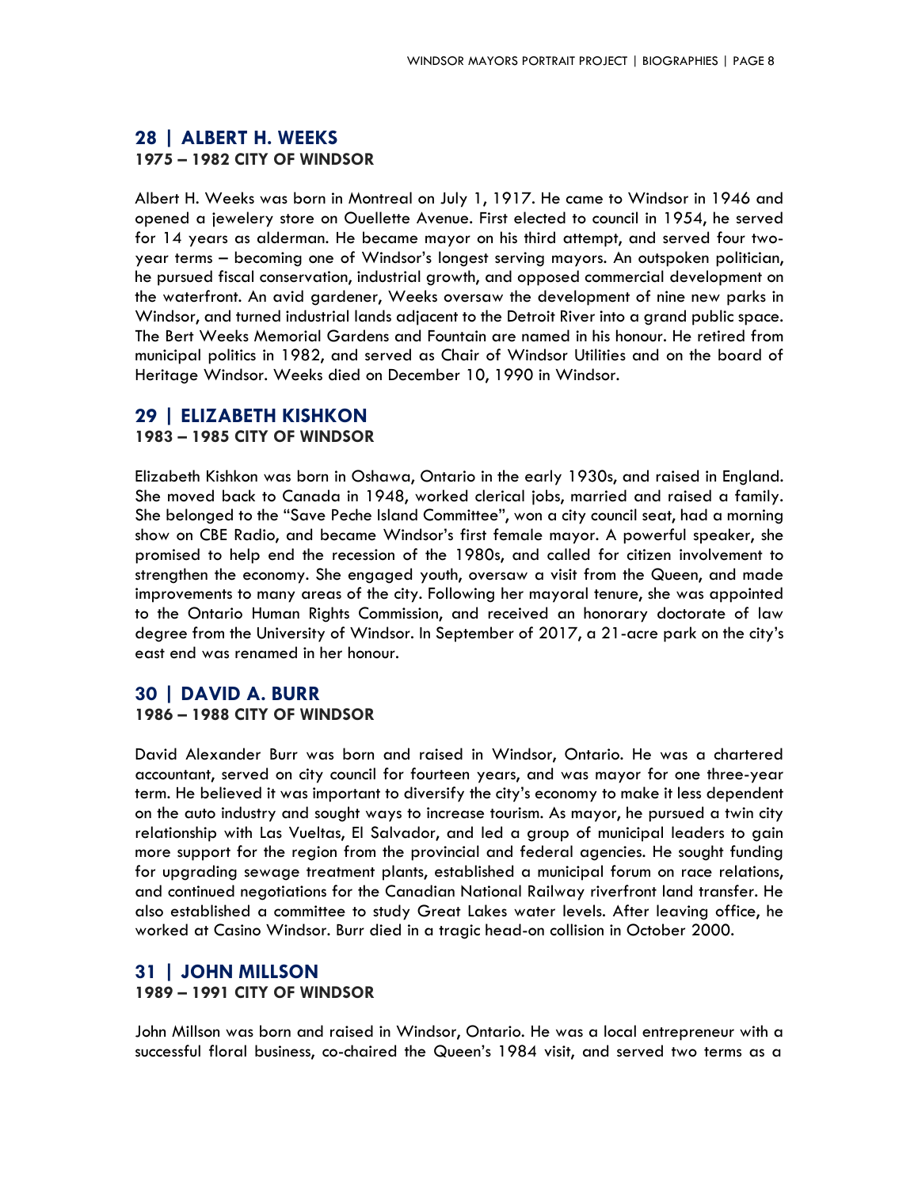## 28 | ALBERT H. WEEKS

**1975 – 1982 CITY OF WINDSOR**

Albert H. Weeks was born in Montreal on July 1, 1917. He came to Windsor in 1946 and opened a jewelery store on Ouellette Avenue. First elected to council in 1954, he served for 14 years as alderman. He became mayor on his third attempt, and served four two-year terms – becoming one of Windsor's longest serving mayors. An outspoken politician, he pursued fiscal conservation, industrial growth, and opposed commercial development on the waterfront. An avid gardener, Weeks oversaw the development of nine new parks in Windsor, and turned industrial lands adjacent to the Detroit River into a grand public space. The Bert Weeks Memorial Gardens and Fountain are named in his honour. He retired from municipal politics in 1982, and served as Chair of Windsor Utilities and on the board of Heritage Windsor. Weeks died on December 10, 1990 in Windsor.

## 29 | ELIZABETH KISHKON

**1983 – 1985 CITY OF WINDSOR**

Elizabeth Kishkon was born in Oshawa, Ontario in the early 1930s, and raised in England. She moved back to Canada in 1948, worked clerical jobs, married and raised a family. She belonged to the "Save Peche Island Committee", won a city council seat, had a morning show on CBE Radio, and became Windsor's first female mayor. A powerful speaker, she promised to help end the recession of the 1980s, and called for citizen involvement to strengthen the economy. She engaged youth, oversaw a visit from the Queen, and made improvements to many areas of the city. Following her mayoral tenure, she was appointed to the Ontario Human Rights Commission, and received an honorary doctorate of law degree from the University of Windsor. In September of 2017, a 21-acre park on the city's east end was renamed in her honour.

## 30 | DAVID A. BURR

**1986 – 1988 CITY OF WINDSOR**

David Alexander Burr was born and raised in Windsor, Ontario. He was a chartered accountant, served on city council for fourteen years, and was mayor for one three-year term. He believed it was important to diversify the city's economy to make it less dependent on the auto industry and sought ways to increase tourism. As mayor, he pursued a twin city relationship with Las Vueltas, El Salvador, and led a group of municipal leaders to gain more support for the region from the provincial and federal agencies. He sought funding for upgrading sewage treatment plants, established a municipal forum on race relations, and continued negotiations for the Canadian National Railway riverfront land transfer. He also established a committee to study Great Lakes water levels. After leaving office, he worked at Casino Windsor. Burr died in a tragic head-on collision in October 2000.

## 31 | JOHN MILLSON

**1989 – 1991 CITY OF WINDSOR**

John Millson was born and raised in Windsor, Ontario. He was a local entrepreneur with a successful floral business, co-chaired the Queen's 1984 visit, and served two terms as a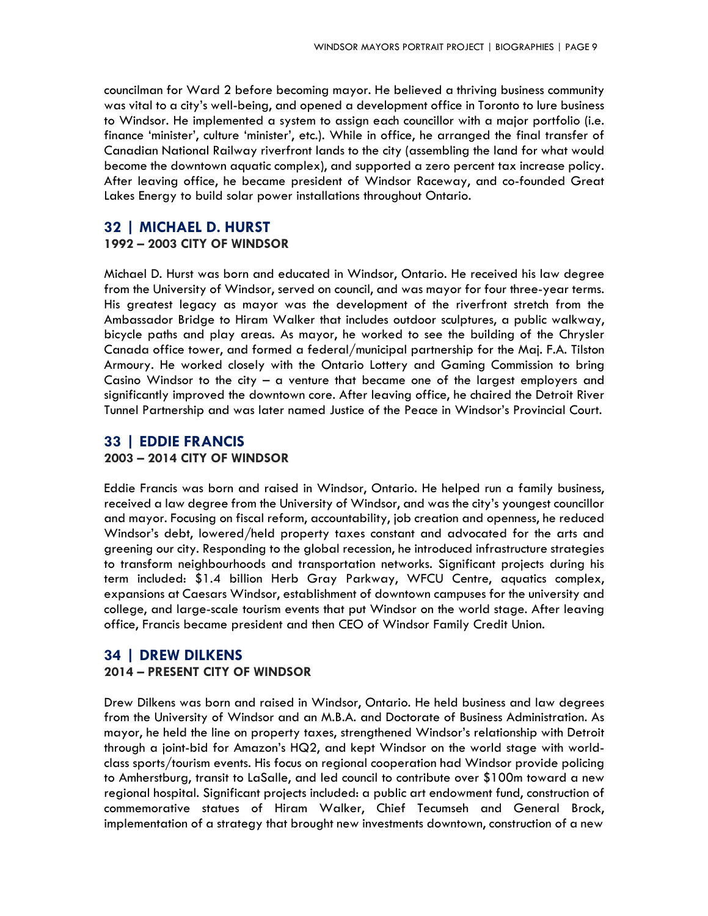councilman for Ward 2 before becoming mayor. He believed a thriving business community was vital to a city's well-being, and opened a development office in Toronto to lure business to Windsor. He implemented a system to assign each councillor with a major portfolio (i.e. finance 'minister', culture 'minister', etc.). While in office, he arranged the final transfer of Canadian National Railway riverfront lands to the city (assembling the land for what would become the downtown aquatic complex), and supported a zero percent tax increase policy. After leaving office, he became president of Windsor Raceway, and co-founded Great Lakes Energy to build solar power installations throughout Ontario.

## 32 | MICHAEL D. HURST

**1992 – 2003 CITY OF WINDSOR**

Michael D. Hurst was born and educated in Windsor, Ontario. He received his law degree from the University of Windsor, served on council, and was mayor for four three-year terms. His greatest legacy as mayor was the development of the riverfront stretch from the Ambassador Bridge to Hiram Walker that includes outdoor sculptures, a public walkway, bicycle paths and play areas. As mayor, he worked to see the building of the Chrysler Canada office tower, and formed a federal/municipal partnership for the Maj. F.A. Tilston Armoury. He worked closely with the Ontario Lottery and Gaming Commission to bring Casino Windsor to the city – a venture that became one of the largest employers and significantly improved the downtown core. After leaving office, he chaired the Detroit River Tunnel Partnership and was later named Justice of the Peace in Windsor's Provincial Court.

## 33 | EDDIE FRANCIS

**2003 – 2014 CITY OF WINDSOR**

Eddie Francis was born and raised in Windsor, Ontario. He helped run a family business, received a law degree from the University of Windsor, and was the city's youngest councillor and mayor. Focusing on fiscal reform, accountability, job creation and openness, he reduced Windsor's debt, lowered/held property taxes constant and advocated for the arts and greening our city. Responding to the global recession, he introduced infrastructure strategies to transform neighbourhoods and transportation networks. Significant projects during his term included: $1.4 billion Herb Gray Parkway, WFCU Centre, aquatics complex, expansions at Caesars Windsor, establishment of downtown campuses for the university and college, and large-scale tourism events that put Windsor on the world stage. After leaving office, Francis became president and then CEO of Windsor Family Credit Union.

## 34 | DREW DILKENS

**2014 – PRESENT CITY OF WINDSOR**

Drew Dilkens was born and raised in Windsor, Ontario. He held business and law degrees from the University of Windsor and an M.B.A. and Doctorate of Business Administration. As mayor, he held the line on property taxes, strengthened Windsor's relationship with Detroit through a joint-bid for Amazon's HQ2, and kept Windsor on the world stage with world-class sports/tourism events. His focus on regional cooperation had Windsor provide policing to Amherstburg, transit to LaSalle, and led council to contribute over $100m toward a new regional hospital. Significant projects included: a public art endowment fund, construction of commemorative statues of Hiram Walker, Chief Tecumseh and General Brock, implementation of a strategy that brought new investments downtown, construction of a new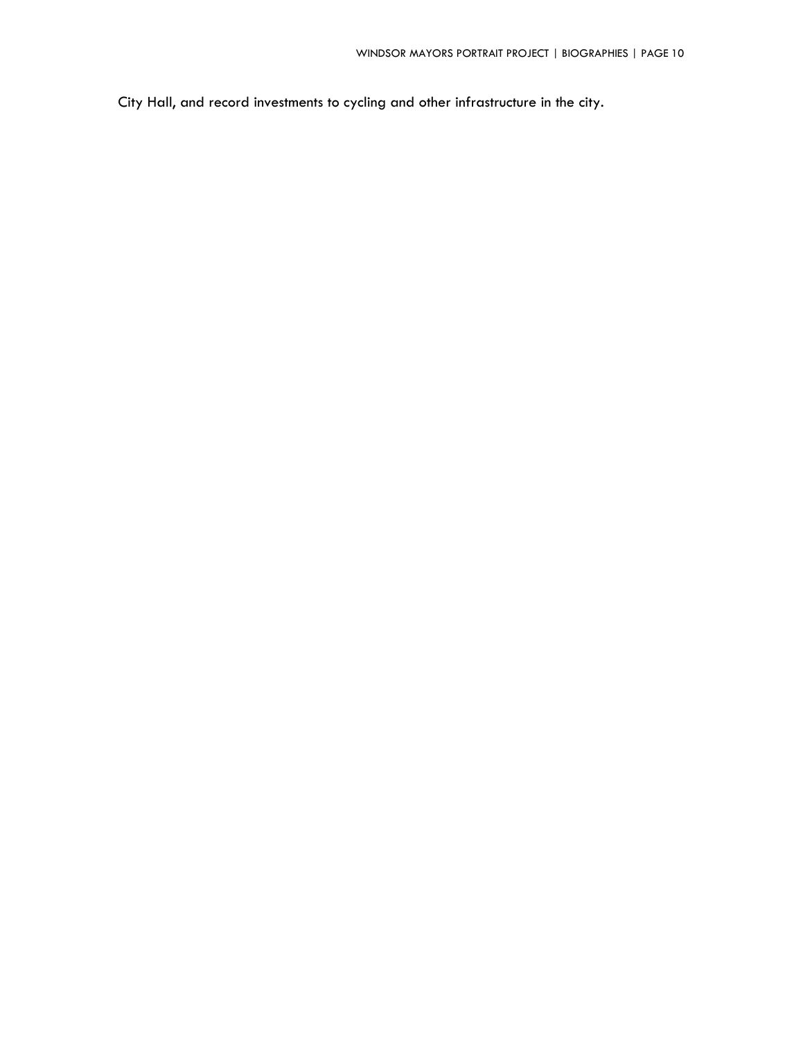City Hall, and record investments to cycling and other infrastructure in the city.